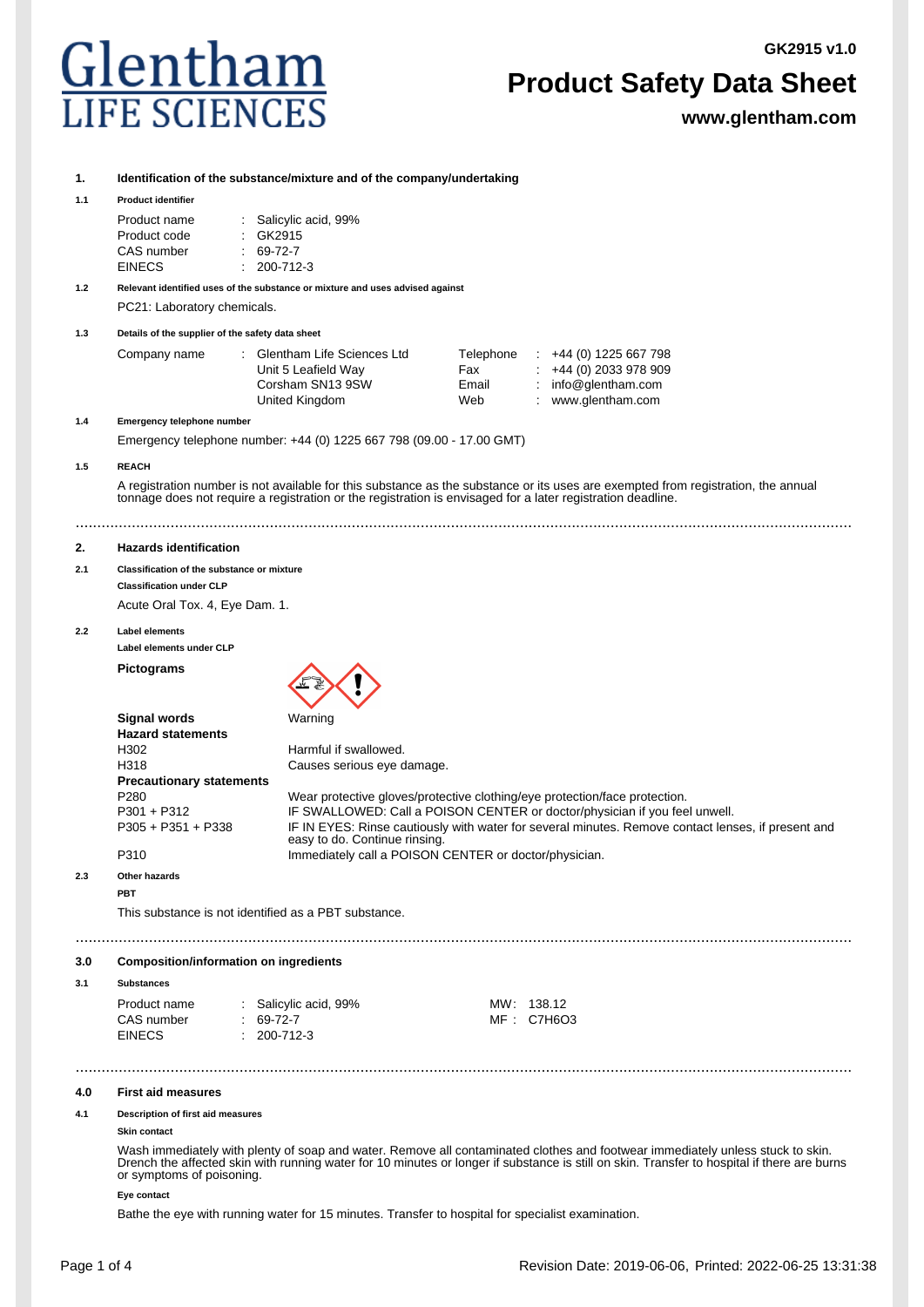# Glentham LIFE SCIENCES

GK2915 v1.0

# Product Safety Data Sheet

**www.glentham.com**

## 1. Identification of the substance/mixture and of the company/undertaking

### 1.1 Product identifier

| | | |
|---|---|---|
| Product name | : | Salicylic acid, 99% |
| Product code | : | GK2915 |
| CAS number | : | 69-72-7 |
| EINECS | : | 200-712-3 |

### 1.2 Relevant identified uses of the substance or mixture and uses advised against

PC21: Laboratory chemicals.

### 1.3 Details of the supplier of the safety data sheet

| | | | | | |
|---|---|---|---|---|---|
| Company name | : | Glentham Life Sciences Ltd | Telephone | : | +44 (0) 1225 667 798 |
| | | Unit 5 Leafield Way | Fax | : | +44 (0) 2033 978 909 |
| | | Corsham SN13 9SW | Email | : | info@glentham.com |
| | | United Kingdom | Web | : | www.glentham.com |

### 1.4 Emergency telephone number

Emergency telephone number: +44 (0) 1225 667 798 (09.00 - 17.00 GMT)

### 1.5 REACH

A registration number is not available for this substance as the substance or its uses are exempted from registration, the annual tonnage does not require a registration or the registration is envisaged for a later registration deadline.

## 2. Hazards identification

### 2.1 Classification of the substance or mixture

**Classification under CLP**

Acute Oral Tox. 4, Eye Dam. 1.

### 2.2 Label elements

**Label elements under CLP**

**Pictograms**

**Signal words** Warning

**Hazard statements**

| | |
|---|---|
| H302 | Harmful if swallowed. |
| H318 | Causes serious eye damage. |

**Precautionary statements**

| | |
|---|---|
| P280 | Wear protective gloves/protective clothing/eye protection/face protection. |
| P301 + P312 | IF SWALLOWED: Call a POISON CENTER or doctor/physician if you feel unwell. |
| P305 + P351 + P338 | IF IN EYES: Rinse cautiously with water for several minutes. Remove contact lenses, if present and easy to do. Continue rinsing. |
| P310 | Immediately call a POISON CENTER or doctor/physician. |

### 2.3 Other hazards

**PBT**

This substance is not identified as a PBT substance.

## 3.0 Composition/information on ingredients

### 3.1 Substances

| | | | | |
|---|---|---|---|---|
| Product name | : | Salicylic acid, 99% | MW: | 138.12 |
| CAS number | : | 69-72-7 | MF : | $C_7H_6O_3$ |
| EINECS | : | 200-712-3 | | |

## 4.0 First aid measures

### 4.1 Description of first aid measures

**Skin contact**

Wash immediately with plenty of soap and water. Remove all contaminated clothes and footwear immediately unless stuck to skin. Drench the affected skin with running water for 10 minutes or longer if substance is still on skin. Transfer to hospital if there are burns or symptoms of poisoning.

**Eye contact**

Bathe the eye with running water for 15 minutes. Transfer to hospital for specialist examination.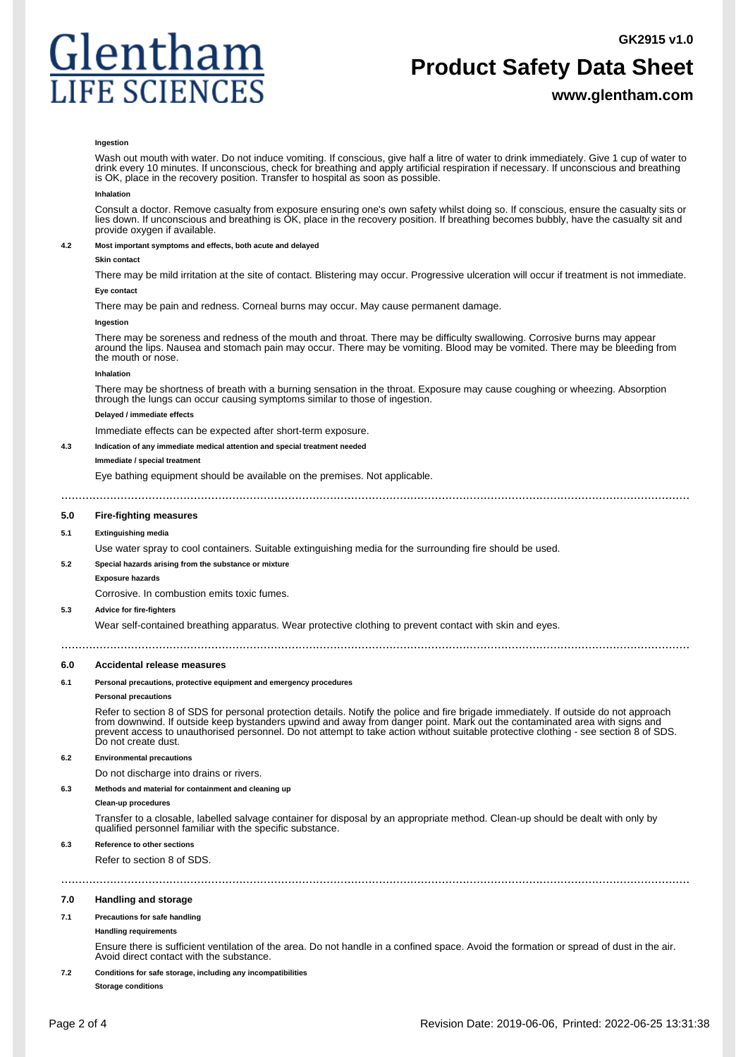**Ingestion**

Wash out mouth with water. Do not induce vomiting. If conscious, give half a litre of water to drink immediately. Give 1 cup of water to drink every 10 minutes. If unconscious, check for breathing and apply artificial respiration if necessary. If unconscious and breathing is OK, place in the recovery position. Transfer to hospital as soon as possible.

**Inhalation**

Consult a doctor. Remove casualty from exposure ensuring one's own safety whilst doing so. If conscious, ensure the casualty sits or lies down. If unconscious and breathing is OK, place in the recovery position. If breathing becomes bubbly, have the casualty sit and provide oxygen if available.

**4.2 Most important symptoms and effects, both acute and delayed**

**Skin contact**

There may be mild irritation at the site of contact. Blistering may occur. Progressive ulceration will occur if treatment is not immediate.

**Eye contact**

There may be pain and redness. Corneal burns may occur. May cause permanent damage.

**Ingestion**

There may be soreness and redness of the mouth and throat. There may be difficulty swallowing. Corrosive burns may appear around the lips. Nausea and stomach pain may occur. There may be vomiting. Blood may be vomited. There may be bleeding from the mouth or nose.

**Inhalation**

There may be shortness of breath with a burning sensation in the throat. Exposure may cause coughing or wheezing. Absorption through the lungs can occur causing symptoms similar to those of ingestion.

**Delayed / immediate effects**

Immediate effects can be expected after short-term exposure.

**4.3 Indication of any immediate medical attention and special treatment needed**

**Immediate / special treatment**

Eye bathing equipment should be available on the premises. Not applicable.

## 5.0 Fire-fighting measures

**5.1 Extinguishing media**

Use water spray to cool containers. Suitable extinguishing media for the surrounding fire should be used.

**5.2 Special hazards arising from the substance or mixture**

**Exposure hazards**

Corrosive. In combustion emits toxic fumes.

**5.3 Advice for fire-fighters**

Wear self-contained breathing apparatus. Wear protective clothing to prevent contact with skin and eyes.

## 6.0 Accidental release measures

**6.1 Personal precautions, protective equipment and emergency procedures**

**Personal precautions**

Refer to section 8 of SDS for personal protection details. Notify the police and fire brigade immediately. If outside do not approach from downwind. If outside keep bystanders upwind and away from danger point. Mark out the contaminated area with signs and prevent access to unauthorised personnel. Do not attempt to take action without suitable protective clothing - see section 8 of SDS. Do not create dust.

**6.2 Environmental precautions**

Do not discharge into drains or rivers.

**6.3 Methods and material for containment and cleaning up**

**Clean-up procedures**

Transfer to a closable, labelled salvage container for disposal by an appropriate method. Clean-up should be dealt with only by qualified personnel familiar with the specific substance.

**6.3 Reference to other sections**

Refer to section 8 of SDS.

## 7.0 Handling and storage

**7.1 Precautions for safe handling**

**Handling requirements**

Ensure there is sufficient ventilation of the area. Do not handle in a confined space. Avoid the formation or spread of dust in the air. Avoid direct contact with the substance.

**7.2 Conditions for safe storage, including any incompatibilities**

**Storage conditions**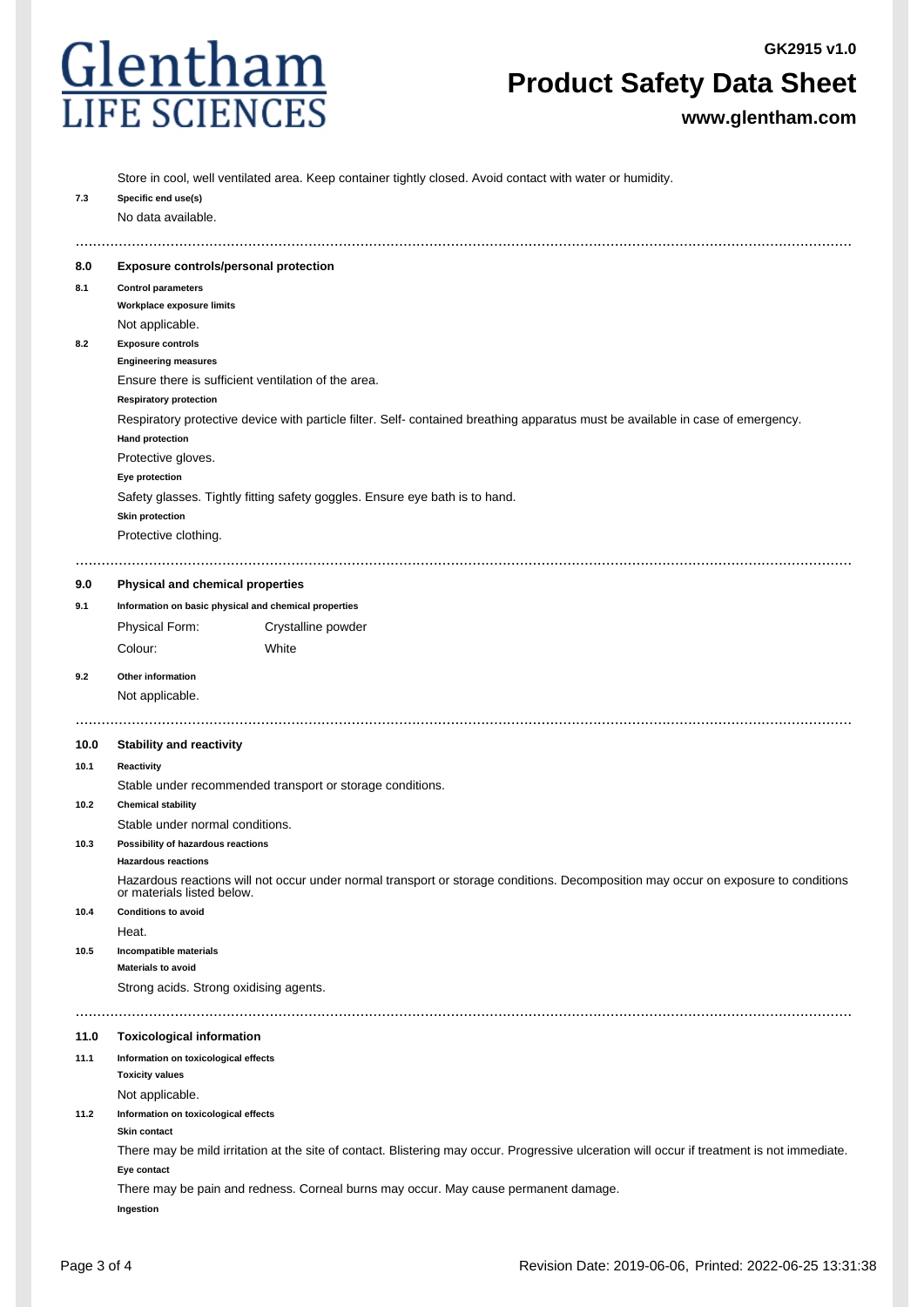Store in cool, well ventilated area. Keep container tightly closed. Avoid contact with water or humidity.

**7.3 Specific end use(s)**

No data available.

## 8.0 Exposure controls/personal protection

**8.1 Control parameters**

**Workplace exposure limits**

Not applicable.

**8.2 Exposure controls**

**Engineering measures**

Ensure there is sufficient ventilation of the area.

**Respiratory protection**

Respiratory protective device with particle filter. Self- contained breathing apparatus must be available in case of emergency.

**Hand protection**

Protective gloves.

**Eye protection**

Safety glasses. Tightly fitting safety goggles. Ensure eye bath is to hand.

**Skin protection**

Protective clothing.

## 9.0 Physical and chemical properties

**9.1 Information on basic physical and chemical properties**

| Physical Form: | Crystalline powder |
|---|---|
| Colour: | White |

**9.2 Other information**

Not applicable.

## 10.0 Stability and reactivity

**10.1 Reactivity**

Stable under recommended transport or storage conditions.

**10.2 Chemical stability**

Stable under normal conditions.

**10.3 Possibility of hazardous reactions**

**Hazardous reactions**

Hazardous reactions will not occur under normal transport or storage conditions. Decomposition may occur on exposure to conditions or materials listed below.

**10.4 Conditions to avoid**

Heat.

**10.5 Incompatible materials**

**Materials to avoid**

Strong acids. Strong oxidising agents.

## 11.0 Toxicological information

**11.1 Information on toxicological effects**

**Toxicity values**

Not applicable.

**11.2 Information on toxicological effects**

**Skin contact**

There may be mild irritation at the site of contact. Blistering may occur. Progressive ulceration will occur if treatment is not immediate.

**Eye contact**

There may be pain and redness. Corneal burns may occur. May cause permanent damage.

**Ingestion**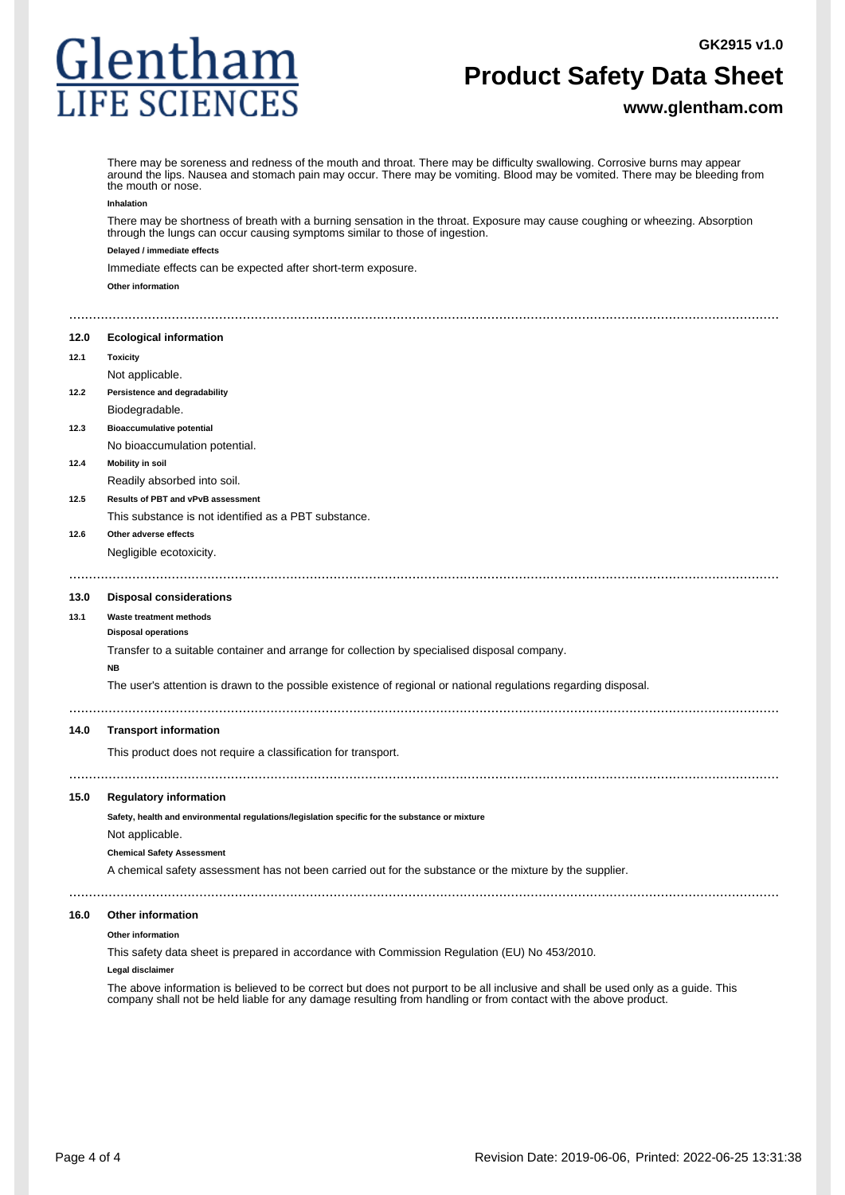There may be soreness and redness of the mouth and throat. There may be difficulty swallowing. Corrosive burns may appear around the lips. Nausea and stomach pain may occur. There may be vomiting. Blood may be vomited. There may be bleeding from the mouth or nose.

**Inhalation**

There may be shortness of breath with a burning sensation in the throat. Exposure may cause coughing or wheezing. Absorption through the lungs can occur causing symptoms similar to those of ingestion.

**Delayed / immediate effects**

Immediate effects can be expected after short-term exposure.

**Other information**

## 12.0 Ecological information

**12.1 Toxicity**

Not applicable.

**12.2 Persistence and degradability**

Biodegradable.

**12.3 Bioaccumulative potential**

No bioaccumulation potential.

**12.4 Mobility in soil**

Readily absorbed into soil.

**12.5 Results of PBT and vPvB assessment**

This substance is not identified as a PBT substance.

**12.6 Other adverse effects**

Negligible ecotoxicity.

## 13.0 Disposal considerations

**13.1 Waste treatment methods**

**Disposal operations**

Transfer to a suitable container and arrange for collection by specialised disposal company.

**NB**

The user's attention is drawn to the possible existence of regional or national regulations regarding disposal.

## 14.0 Transport information

This product does not require a classification for transport.

## 15.0 Regulatory information

**Safety, health and environmental regulations/legislation specific for the substance or mixture**

Not applicable.

**Chemical Safety Assessment**

A chemical safety assessment has not been carried out for the substance or the mixture by the supplier.

## 16.0 Other information

**Other information**

This safety data sheet is prepared in accordance with Commission Regulation (EU) No 453/2010.

**Legal disclaimer**

The above information is believed to be correct but does not purport to be all inclusive and shall be used only as a guide. This company shall not be held liable for any damage resulting from handling or from contact with the above product.